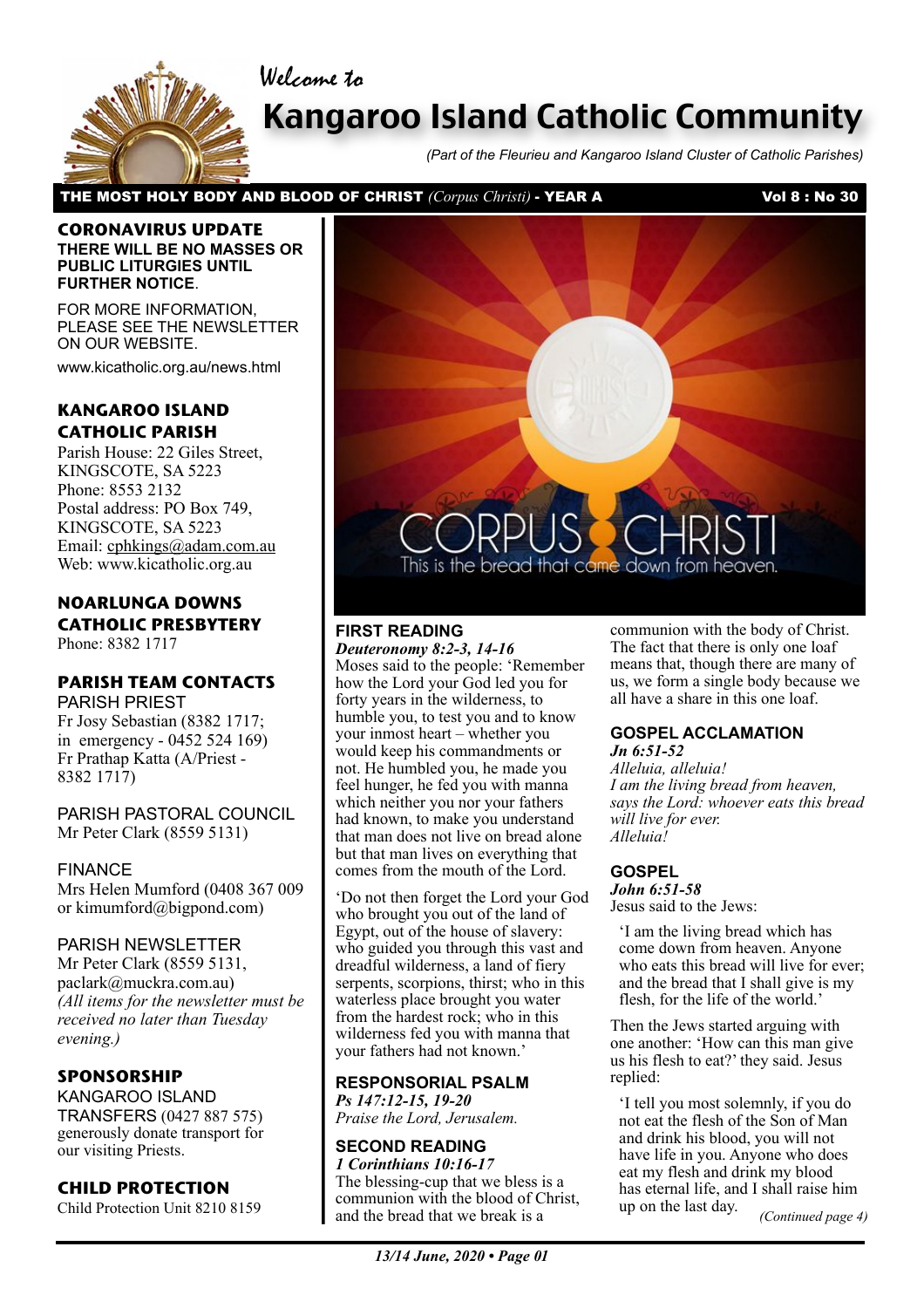Welcome to

# Kangaroo Island Catholic Community

*(Part of the Fleurieu and Kangaroo Island Cluster of Catholic Parishes)*

**THE MOST HOLY BODY AND BLOOD OF CHRIST** *(Corpus Christi)* **- YEAR A** **Vol 8 : No 30**

## CORONAVIRUS UPDATE

**THERE WILL BE NO MASSES OR PUBLIC LITURGIES UNTIL FURTHER NOTICE**.

FOR MORE INFORMATION, PLEASE SEE THE NEWSLETTER ON OUR WEBSITE.

www.kicatholic.org.au/news.html

## KANGAROO ISLAND CATHOLIC PARISH

Parish House: 22 Giles Street, KINGSCOTE, SA 5223
Phone: 8553 2132
Postal address: PO Box 749, KINGSCOTE, SA 5223
Email: cphkings@adam.com.au
Web: www.kicatholic.org.au

## NOARLUNGA DOWNS CATHOLIC PRESBYTERY

Phone: 8382 1717

## PARISH TEAM CONTACTS

PARISH PRIEST
Fr Josy Sebastian (8382 1717; in emergency - 0452 524 169)
Fr Prathap Katta (A/Priest - 8382 1717)

PARISH PASTORAL COUNCIL
Mr Peter Clark (8559 5131)

FINANCE
Mrs Helen Mumford (0408 367 009 or kimumford@bigpond.com)

PARISH NEWSLETTER
Mr Peter Clark (8559 5131, paclark@muckra.com.au)
*(All items for the newsletter must be received no later than Tuesday evening.)*

## SPONSORSHIP

KANGAROO ISLAND TRANSFERS (0427 887 575) generously donate transport for our visiting Priests.

## CHILD PROTECTION

Child Protection Unit 8210 8159

CORPUS CHRISTI
This is the bread that came down from heaven.

### FIRST READING

***Deuteronomy 8:2-3, 14-16***

Moses said to the people: 'Remember how the Lord your God led you for forty years in the wilderness, to humble you, to test you and to know your inmost heart – whether you would keep his commandments or not. He humbled you, he made you feel hunger, he fed you with manna which neither you nor your fathers had known, to make you understand that man does not live on bread alone but that man lives on everything that comes from the mouth of the Lord.

'Do not then forget the Lord your God who brought you out of the land of Egypt, out of the house of slavery: who guided you through this vast and dreadful wilderness, a land of fiery serpents, scorpions, thirst; who in this waterless place brought you water from the hardest rock; who in this wilderness fed you with manna that your fathers had not known.'

### RESPONSORIAL PSALM

***Ps 147:12-15, 19-20***

*Praise the Lord, Jerusalem.*

### SECOND READING

***1 Corinthians 10:16-17***

The blessing-cup that we bless is a communion with the blood of Christ, and the bread that we break is a communion with the body of Christ. The fact that there is only one loaf means that, though there are many of us, we form a single body because we all have a share in this one loaf.

### GOSPEL ACCLAMATION

***Jn 6:51-52***

*Alleluia, alleluia!*
*I am the living bread from heaven, says the Lord: whoever eats this bread will live for ever.*
*Alleluia!*

### GOSPEL

***John 6:51-58***

Jesus said to the Jews:

'I am the living bread which has come down from heaven. Anyone who eats this bread will live for ever; and the bread that I shall give is my flesh, for the life of the world.'

Then the Jews started arguing with one another: 'How can this man give us his flesh to eat?' they said. Jesus replied:

'I tell you most solemnly, if you do not eat the flesh of the Son of Man and drink his blood, you will not have life in you. Anyone who does eat my flesh and drink my blood has eternal life, and I shall raise him up on the last day.

*(Continued page 4)*

*13/14 June, 2020*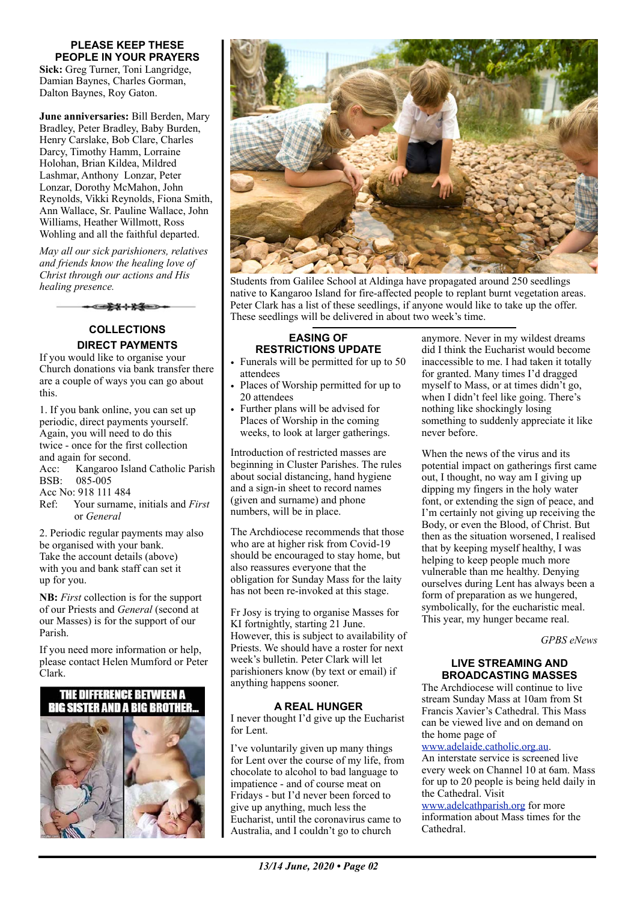## PLEASE KEEP THESE PEOPLE IN YOUR PRAYERS

**Sick:** Greg Turner, Toni Langridge, Damian Baynes, Charles Gorman, Dalton Baynes, Roy Gaton.

**June anniversaries:** Bill Berden, Mary Bradley, Peter Bradley, Baby Burden, Henry Carslake, Bob Clare, Charles Darcy, Timothy Hamm, Lorraine Holohan, Brian Kildea, Mildred Lashmar, Anthony Lonzar, Peter Lonzar, Dorothy McMahon, John Reynolds, Vikki Reynolds, Fiona Smith, Ann Wallace, Sr. Pauline Wallace, John Williams, Heather Willmott, Ross Wohling and all the faithful departed.

*May all our sick parishioners, relatives and friends know the healing love of Christ through our actions and His healing presence.*

## COLLECTIONS
### DIRECT PAYMENTS

If you would like to organise your Church donations via bank transfer there are a couple of ways you can go about this.

1. If you bank online, you can set up periodic, direct payments yourself. Again, you will need to do this twice - once for the first collection and again for second.
Acc: Kangaroo Island Catholic Parish
BSB: 085-005
Acc No: 918 111 484
Ref: Your surname, initials and *First* or *General*

2. Periodic regular payments may also be organised with your bank. Take the account details (above) with you and bank staff can set it up for you.

**NB:** *First* collection is for the support of our Priests and *General* (second at our Masses) is for the support of our Parish.

If you need more information or help, please contact Helen Mumford or Peter Clark.

THE DIFFERENCE BETWEEN A BIG SISTER AND A BIG BROTHER...

Students from Galilee School at Aldinga have propagated around 250 seedlings native to Kangaroo Island for fire-affected people to replant burnt vegetation areas. Peter Clark has a list of these seedlings, if anyone would like to take up the offer. These seedlings will be delivered in about two week's time.

## EASING OF RESTRICTIONS UPDATE

- Funerals will be permitted for up to 50 attendees
- Places of Worship permitted for up to 20 attendees
- Further plans will be advised for Places of Worship in the coming weeks, to look at larger gatherings.

Introduction of restricted masses are beginning in Cluster Parishes. The rules about social distancing, hand hygiene and a sign-in sheet to record names (given and surname) and phone numbers, will be in place.

The Archdiocese recommends that those who are at higher risk from Covid-19 should be encouraged to stay home, but also reassures everyone that the obligation for Sunday Mass for the laity has not been re-invoked at this stage.

Fr Josy is trying to organise Masses for KI fortnightly, starting 21 June. However, this is subject to availability of Priests. We should have a roster for next week's bulletin. Peter Clark will let parishioners know (by text or email) if anything happens sooner.

## A REAL HUNGER

I never thought I'd give up the Eucharist for Lent.

I've voluntarily given up many things for Lent over the course of my life, from chocolate to alcohol to bad language to impatience - and of course meat on Fridays - but I'd never been forced to give up anything, much less the Eucharist, until the coronavirus came to Australia, and I couldn't go to church anymore. Never in my wildest dreams did I think the Eucharist would become inaccessible to me. I had taken it totally for granted. Many times I'd dragged myself to Mass, or at times didn't go, when I didn't feel like going. There's nothing like shockingly losing something to suddenly appreciate it like never before.

When the news of the virus and its potential impact on gatherings first came out, I thought, no way am I giving up dipping my fingers in the holy water font, or extending the sign of peace, and I'm certainly not giving up receiving the Body, or even the Blood, of Christ. But then as the situation worsened, I realised that by keeping myself healthy, I was helping to keep people much more vulnerable than me healthy. Denying ourselves during Lent has always been a form of preparation as we hungered, symbolically, for the eucharistic meal. This year, my hunger became real.

*GPBS eNews*

## LIVE STREAMING AND BROADCASTING MASSES

The Archdiocese will continue to live stream Sunday Mass at 10am from St Francis Xavier's Cathedral. This Mass can be viewed live and on demand on the home page of www.adelaide.catholic.org.au.
An interstate service is screened live every week on Channel 10 at 6am. Mass for up to 20 people is being held daily in the Cathedral. Visit www.adelcathparish.org for more information about Mass times for the Cathedral.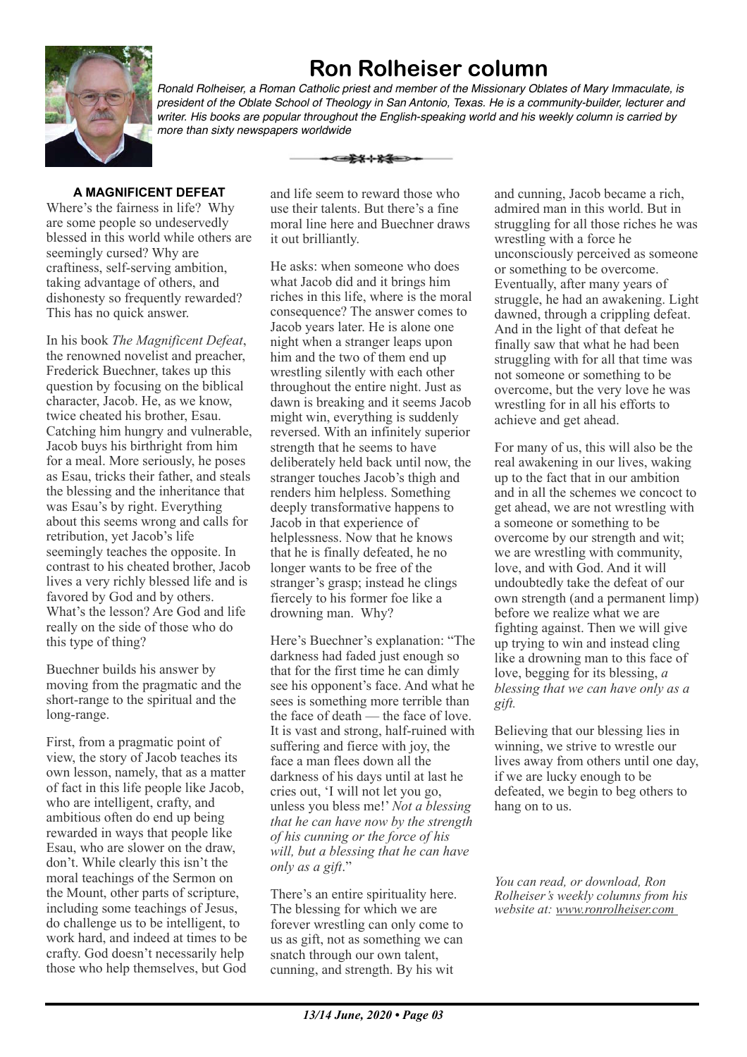# Ron Rolheiser column

*Ronald Rolheiser, a Roman Catholic priest and member of the Missionary Oblates of Mary Immaculate, is president of the Oblate School of Theology in San Antonio, Texas. He is a community-builder, lecturer and writer. His books are popular throughout the English-speaking world and his weekly column is carried by more than sixty newspapers worldwide*

**A MAGNIFICENT DEFEAT**

Where's the fairness in life? Why are some people so undeservedly blessed in this world while others are seemingly cursed? Why are craftiness, self-serving ambition, taking advantage of others, and dishonesty so frequently rewarded? This has no quick answer.

In his book *The Magnificent Defeat*, the renowned novelist and preacher, Frederick Buechner, takes up this question by focusing on the biblical character, Jacob. He, as we know, twice cheated his brother, Esau. Catching him hungry and vulnerable, Jacob buys his birthright from him for a meal. More seriously, he poses as Esau, tricks their father, and steals the blessing and the inheritance that was Esau's by right. Everything about this seems wrong and calls for retribution, yet Jacob's life seemingly teaches the opposite. In contrast to his cheated brother, Jacob lives a very richly blessed life and is favored by God and by others. What's the lesson? Are God and life really on the side of those who do this type of thing?

Buechner builds his answer by moving from the pragmatic and the short-range to the spiritual and the long-range.

First, from a pragmatic point of view, the story of Jacob teaches its own lesson, namely, that as a matter of fact in this life people like Jacob, who are intelligent, crafty, and ambitious often do end up being rewarded in ways that people like Esau, who are slower on the draw, don't. While clearly this isn't the moral teachings of the Sermon on the Mount, other parts of scripture, including some teachings of Jesus, do challenge us to be intelligent, to work hard, and indeed at times to be crafty. God doesn't necessarily help those who help themselves, but God and life seem to reward those who use their talents. But there's a fine moral line here and Buechner draws it out brilliantly.

He asks: when someone who does what Jacob did and it brings him riches in this life, where is the moral consequence? The answer comes to Jacob years later. He is alone one night when a stranger leaps upon him and the two of them end up wrestling silently with each other throughout the entire night. Just as dawn is breaking and it seems Jacob might win, everything is suddenly reversed. With an infinitely superior strength that he seems to have deliberately held back until now, the stranger touches Jacob's thigh and renders him helpless. Something deeply transformative happens to Jacob in that experience of helplessness. Now that he knows that he is finally defeated, he no longer wants to be free of the stranger's grasp; instead he clings fiercely to his former foe like a drowning man. Why?

Here's Buechner's explanation: "The darkness had faded just enough so that for the first time he can dimly see his opponent's face. And what he sees is something more terrible than the face of death — the face of love. It is vast and strong, half-ruined with suffering and fierce with joy, the face a man flees down all the darkness of his days until at last he cries out, 'I will not let you go, unless you bless me!' *Not a blessing that he can have now by the strength of his cunning or the force of his will, but a blessing that he can have only as a gift*."

There's an entire spirituality here. The blessing for which we are forever wrestling can only come to us as gift, not as something we can snatch through our own talent, cunning, and strength. By his wit and cunning, Jacob became a rich, admired man in this world. But in struggling for all those riches he was wrestling with a force he unconsciously perceived as someone or something to be overcome. Eventually, after many years of struggle, he had an awakening. Light dawned, through a crippling defeat. And in the light of that defeat he finally saw that what he had been struggling with for all that time was not someone or something to be overcome, but the very love he was wrestling for in all his efforts to achieve and get ahead.

For many of us, this will also be the real awakening in our lives, waking up to the fact that in our ambition and in all the schemes we concoct to get ahead, we are not wrestling with a someone or something to be overcome by our strength and wit; we are wrestling with community, love, and with God. And it will undoubtedly take the defeat of our own strength (and a permanent limp) before we realize what we are fighting against. Then we will give up trying to win and instead cling like a drowning man to this face of love, begging for its blessing, *a blessing that we can have only as a gift.*

Believing that our blessing lies in winning, we strive to wrestle our lives away from others until one day, if we are lucky enough to be defeated, we begin to beg others to hang on to us.

*You can read, or download, Ron Rolheiser's weekly columns from his website at: www.ronrolheiser.com*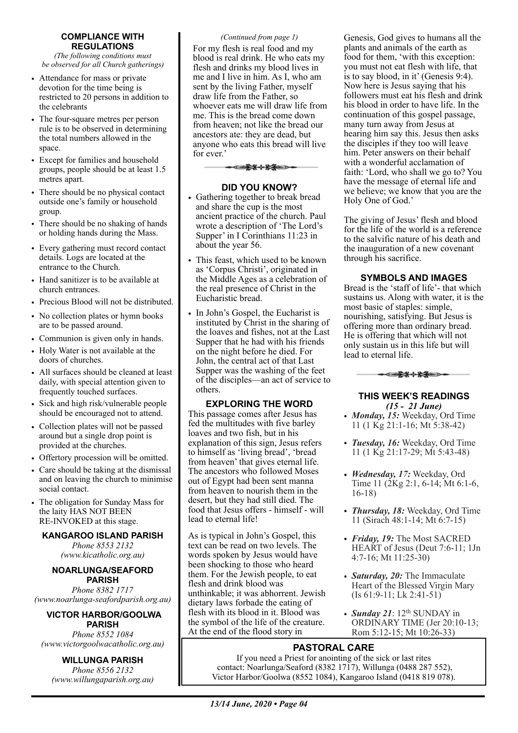### COMPLIANCE WITH REGULATIONS

*(The following conditions must be observed for all Church gatherings)*

- Attendance for mass or private devotion for the time being is restricted to 20 persons in addition to the celebrants
- The four-square metres per person rule is to be observed in determining the total numbers allowed in the space.
- Except for families and household groups, people should be at least 1.5 metres apart.
- There should be no physical contact outside one's family or household group.
- There should be no shaking of hands or holding hands during the Mass.
- Every gathering must record contact details. Logs are located at the entrance to the Church.
- Hand sanitizer is to be available at church entrances.
- Precious Blood will not be distributed.
- No collection plates or hymn books are to be passed around.
- Communion is given only in hands.
- Holy Water is not available at the doors of churches.
- All surfaces should be cleaned at least daily, with special attention given to frequently touched surfaces.
- Sick and high risk/vulnerable people should be encouraged not to attend.
- Collection plates will not be passed around but a single drop point is provided at the churches.
- Offertory procession will be omitted.
- Care should be taking at the dismissal and on leaving the church to minimise social contact.
- The obligation for Sunday Mass for the laity HAS NOT BEEN RE-INVOKED at this stage.

**KANGAROO ISLAND PARISH**
*Phone 8553 2132*
*(www.kicatholic.org.au)*

**NOARLUNGA/SEAFORD PARISH**
*Phone 8382 1717*
*(www.noarlunga-seafordparish.org.au)*

**VICTOR HARBOR/GOOLWA PARISH**
*Phone 8552 1084*
*(www.victorgoolwacatholic.org.au)*

**WILLUNGA PARISH**
*Phone 8556 2132*
*(www.willungaparish.org.au)*

*(Continued from page 1)*

For my flesh is real food and my blood is real drink. He who eats my flesh and drinks my blood lives in me and I live in him. As I, who am sent by the living Father, myself draw life from the Father, so whoever eats me will draw life from me. This is the bread come down from heaven; not like the bread our ancestors ate: they are dead, but anyone who eats this bread will live for ever.'

### DID YOU KNOW?

- Gathering together to break bread and share the cup is the most ancient practice of the church. Paul wrote a description of 'The Lord's Supper' in I Corinthians 11:23 in about the year 56.
- This feast, which used to be known as 'Corpus Christi', originated in the Middle Ages as a celebration of the real presence of Christ in the Eucharistic bread.
- In John's Gospel, the Eucharist is instituted by Christ in the sharing of the loaves and fishes, not at the Last Supper that he had with his friends on the night before he died. For John, the central act of that Last Supper was the washing of the feet of the disciples—an act of service to others.

### EXPLORING THE WORD

This passage comes after Jesus has fed the multitudes with five barley loaves and two fish, but in his explanation of this sign, Jesus refers to himself as 'living bread', 'bread from heaven' that gives eternal life. The ancestors who followed Moses out of Egypt had been sent manna from heaven to nourish them in the desert, but they had still died. The food that Jesus offers - himself - will lead to eternal life!

As is typical in John's Gospel, this text can be read on two levels. The words spoken by Jesus would have been shocking to those who heard them. For the Jewish people, to eat flesh and drink blood was unthinkable; it was abhorrent. Jewish dietary laws forbade the eating of flesh with its blood in it. Blood was the symbol of the life of the creature. At the end of the flood story in Genesis, God gives to humans all the plants and animals of the earth as food for them, 'with this exception: you must not eat flesh with life, that is to say blood, in it' (Genesis 9:4). Now here is Jesus saying that his followers must eat his flesh and drink his blood in order to have life. In the continuation of this gospel passage, many turn away from Jesus at hearing him say this. Jesus then asks the disciples if they too will leave him. Peter answers on their behalf with a wonderful acclamation of faith: 'Lord, who shall we go to? You have the message of eternal life and we believe; we know that you are the Holy One of God.'

The giving of Jesus' flesh and blood for the life of the world is a reference to the salvific nature of his death and the inauguration of a new covenant through his sacrifice.

### SYMBOLS AND IMAGES

Bread is the 'staff of life'- that which sustains us. Along with water, it is the most basic of staples: simple, nourishing, satisfying. But Jesus is offering more than ordinary bread. He is offering that which will not only sustain us in this life but will lead to eternal life.

### THIS WEEK'S READINGS
*(15 - 21 June)*

- ***Monday, 15:*** Weekday, Ord Time 11 (1 Kg 21:1-16; Mt 5:38-42)
- ***Tuesday, 16:*** Weekday, Ord Time 11 (1 Kg 21:17-29; Mt 5:43-48)
- ***Wednesday, 17:*** Weekday, Ord Time 11 (2Kg 2:1, 6-14; Mt 6:1-6, 16-18)
- ***Thursday, 18:*** Weekday, Ord Time 11 (Sirach 48:1-14; Mt 6:7-15)
- ***Friday, 19:*** The Most SACRED HEART of Jesus (Deut 7:6-11; 1Jn 4:7-16; Mt 11:25-30)
- ***Saturday, 20:*** The Immaculate Heart of the Blessed Virgin Mary (Is 61:9-11; Lk 2:41-51)
- ***Sunday 21***: 12th SUNDAY in ORDINARY TIME (Jer 20:10-13; Rom 5:12-15; Mt 10:26-33)

### PASTORAL CARE

If you need a Priest for anointing of the sick or last rites contact: Noarlunga/Seaford (8382 1717), Willunga (0488 287 552), Victor Harbor/Goolwa (8552 1084), Kangaroo Island (0418 819 078).